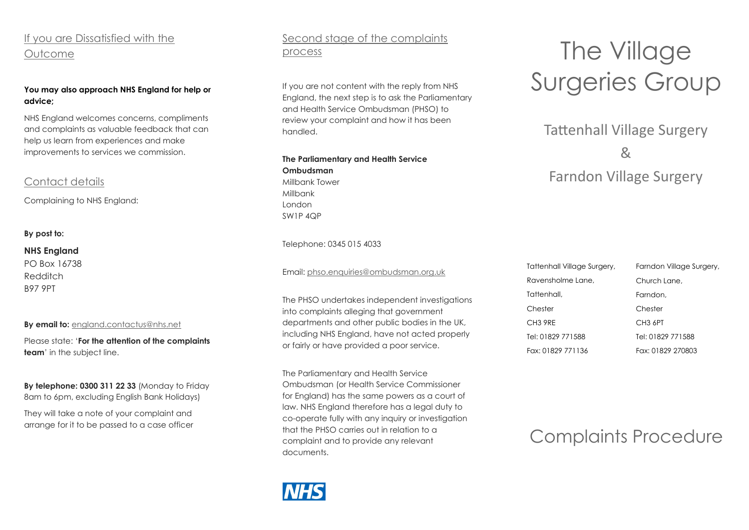## If you are Dissatisfied with the Outcome

**You may also approach NHS England for help or advice;**

NHS England welcomes concerns, compliments and complaints as valuable feedback that can help us learn from experiences and make improvements to services we commission.

## Contact details

Complaining to NHS England:

**By post to:**

**NHS England**
PO Box 16738
Redditch
B97 9PT

**By email to:** england.contactus@nhs.net

Please state: '**For the attention of the complaints team**' in the subject line.

**By telephone: 0300 311 22 33** (Monday to Friday 8am to 6pm, excluding English Bank Holidays)

They will take a note of your complaint and arrange for it to be passed to a case officer

## Second stage of the complaints process

If you are not content with the reply from NHS England, the next step is to ask the Parliamentary and Health Service Ombudsman (PHSO) to review your complaint and how it has been handled.

**The Parliamentary and Health Service Ombudsman**
Millbank Tower
Millbank
London
SW1P 4QP

Telephone: 0345 015 4033

Email: phso.enquiries@ombudsman.org.uk

The PHSO undertakes independent investigations into complaints alleging that government departments and other public bodies in the UK, including NHS England, have not acted properly or fairly or have provided a poor service.

The Parliamentary and Health Service Ombudsman (or Health Service Commissioner for England) has the same powers as a court of law. NHS England therefore has a legal duty to co-operate fully with any inquiry or investigation that the PHSO carries out in relation to a complaint and to provide any relevant documents.

NHS

# The Village Surgeries Group

## Tattenhall Village Surgery & Farndon Village Surgery

| Tattenhall Village Surgery, | Farndon Village Surgery, |
| --- | --- |
| Ravensholme Lane, | Church Lane, |
| Tattenhall, | Farndon, |
| Chester | Chester |
| CH3 9RE | CH3 6PT |
| Tel: 01829 771588 | Tel: 01829 771588 |
| Fax: 01829 771136 | Fax: 01829 270803 |

# Complaints Procedure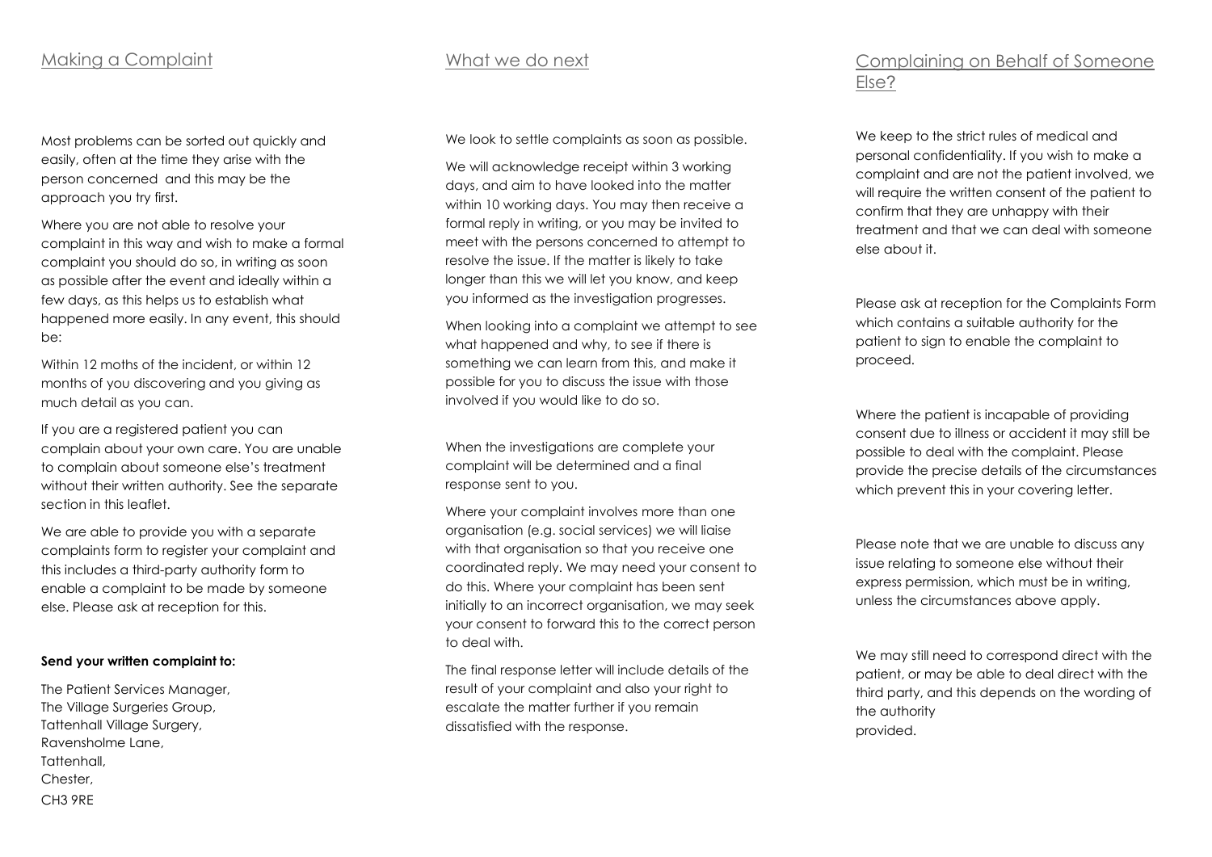## Making a Complaint

Most problems can be sorted out quickly and easily, often at the time they arise with the person concerned and this may be the approach you try first.

Where you are not able to resolve your complaint in this way and wish to make a formal complaint you should do so, in writing as soon as possible after the event and ideally within a few days, as this helps us to establish what happened more easily. In any event, this should be:

Within 12 moths of the incident, or within 12 months of you discovering and you giving as much detail as you can.

If you are a registered patient you can complain about your own care. You are unable to complain about someone else's treatment without their written authority. See the separate section in this leaflet.

We are able to provide you with a separate complaints form to register your complaint and this includes a third-party authority form to enable a complaint to be made by someone else. Please ask at reception for this.

**Send your written complaint to:**

The Patient Services Manager,
The Village Surgeries Group,
Tattenhall Village Surgery,
Ravensholme Lane,
Tattenhall,
Chester,
CH3 9RE

## What we do next

We look to settle complaints as soon as possible.

We will acknowledge receipt within 3 working days, and aim to have looked into the matter within 10 working days. You may then receive a formal reply in writing, or you may be invited to meet with the persons concerned to attempt to resolve the issue. If the matter is likely to take longer than this we will let you know, and keep you informed as the investigation progresses.

When looking into a complaint we attempt to see what happened and why, to see if there is something we can learn from this, and make it possible for you to discuss the issue with those involved if you would like to do so.

When the investigations are complete your complaint will be determined and a final response sent to you.

Where your complaint involves more than one organisation (e.g. social services) we will liaise with that organisation so that you receive one coordinated reply. We may need your consent to do this. Where your complaint has been sent initially to an incorrect organisation, we may seek your consent to forward this to the correct person to deal with.

The final response letter will include details of the result of your complaint and also your right to escalate the matter further if you remain dissatisfied with the response.

## Complaining on Behalf of Someone Else?

We keep to the strict rules of medical and personal confidentiality. If you wish to make a complaint and are not the patient involved, we will require the written consent of the patient to confirm that they are unhappy with their treatment and that we can deal with someone else about it.

Please ask at reception for the Complaints Form which contains a suitable authority for the patient to sign to enable the complaint to proceed.

Where the patient is incapable of providing consent due to illness or accident it may still be possible to deal with the complaint. Please provide the precise details of the circumstances which prevent this in your covering letter.

Please note that we are unable to discuss any issue relating to someone else without their express permission, which must be in writing, unless the circumstances above apply.

We may still need to correspond direct with the patient, or may be able to deal direct with the third party, and this depends on the wording of the authority provided.